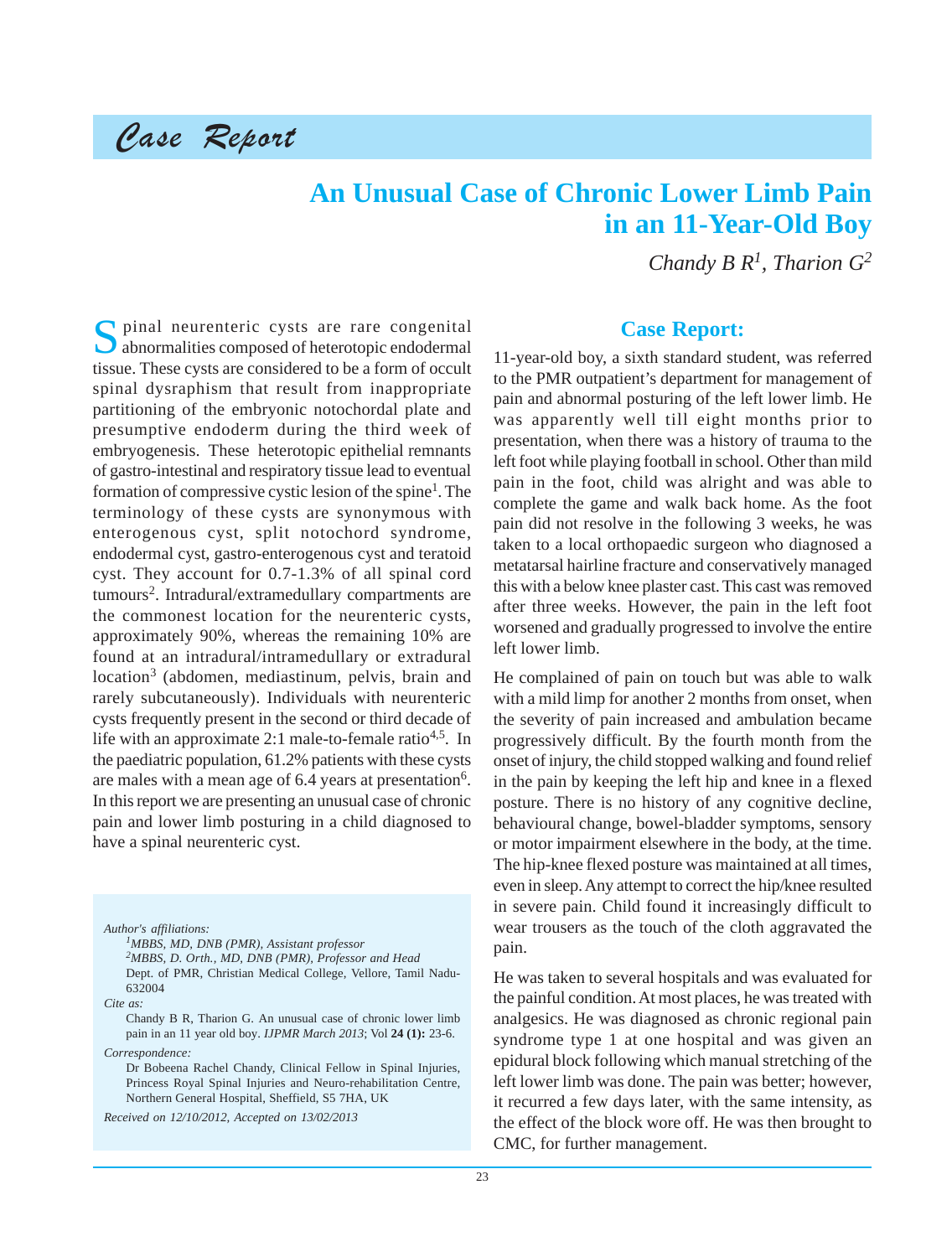# Case Report

## An Unusual Case of Chronic Lower Limb Pain in an 11-Year-Old Boy

*Chandy B R[1], Tharion G[2]*

Spinal neurenteric cysts are rare congenital abnormalities composed of heterotopic endodermal tissue. These cysts are considered to be a form of occult spinal dysraphism that result from inappropriate partitioning of the embryonic notochordal plate and presumptive endoderm during the third week of embryogenesis. These heterotopic epithelial remnants of gastro-intestinal and respiratory tissue lead to eventual formation of compressive cystic lesion of the spine[1]. The terminology of these cysts are synonymous with enterogenous cyst, split notochord syndrome, endodermal cyst, gastro-enterogenous cyst and teratoid cyst. They account for 0.7-1.3% of all spinal cord tumours[2]. Intradural/extramedullary compartments are the commonest location for the neurenteric cysts, approximately 90%, whereas the remaining 10% are found at an intradural/intramedullary or extradural location[3] (abdomen, mediastinum, pelvis, brain and rarely subcutaneously). Individuals with neurenteric cysts frequently present in the second or third decade of life with an approximate 2:1 male-to-female ratio[4,5]. In the paediatric population, 61.2% patients with these cysts are males with a mean age of 6.4 years at presentation[6]. In this report we are presenting an unusual case of chronic pain and lower limb posturing in a child diagnosed to have a spinal neurenteric cyst.

*Author's affiliations:*

[1]*MBBS, MD, DNB (PMR), Assistant professor*

[2]*MBBS, D. Orth., MD, DNB (PMR), Professor and Head*

Dept. of PMR, Christian Medical College, Vellore, Tamil Nadu-632004

*Cite as:*

Chandy B R, Tharion G. An unusual case of chronic lower limb pain in an 11 year old boy. *IJPMR March 2013*; Vol **24 (1):** 23-6.

*Correspondence:*

Dr Bobeena Rachel Chandy, Clinical Fellow in Spinal Injuries, Princess Royal Spinal Injuries and Neuro-rehabilitation Centre, Northern General Hospital, Sheffield, S5 7HA, UK

*Received on 12/10/2012, Accepted on 13/02/2013*

## Case Report:

11-year-old boy, a sixth standard student, was referred to the PMR outpatient's department for management of pain and abnormal posturing of the left lower limb. He was apparently well till eight months prior to presentation, when there was a history of trauma to the left foot while playing football in school. Other than mild pain in the foot, child was alright and was able to complete the game and walk back home. As the foot pain did not resolve in the following 3 weeks, he was taken to a local orthopaedic surgeon who diagnosed a metatarsal hairline fracture and conservatively managed this with a below knee plaster cast. This cast was removed after three weeks. However, the pain in the left foot worsened and gradually progressed to involve the entire left lower limb.

He complained of pain on touch but was able to walk with a mild limp for another 2 months from onset, when the severity of pain increased and ambulation became progressively difficult. By the fourth month from the onset of injury, the child stopped walking and found relief in the pain by keeping the left hip and knee in a flexed posture. There is no history of any cognitive decline, behavioural change, bowel-bladder symptoms, sensory or motor impairment elsewhere in the body, at the time. The hip-knee flexed posture was maintained at all times, even in sleep. Any attempt to correct the hip/knee resulted in severe pain. Child found it increasingly difficult to wear trousers as the touch of the cloth aggravated the pain.

He was taken to several hospitals and was evaluated for the painful condition. At most places, he was treated with analgesics. He was diagnosed as chronic regional pain syndrome type 1 at one hospital and was given an epidural block following which manual stretching of the left lower limb was done. The pain was better; however, it recurred a few days later, with the same intensity, as the effect of the block wore off. He was then brought to CMC, for further management.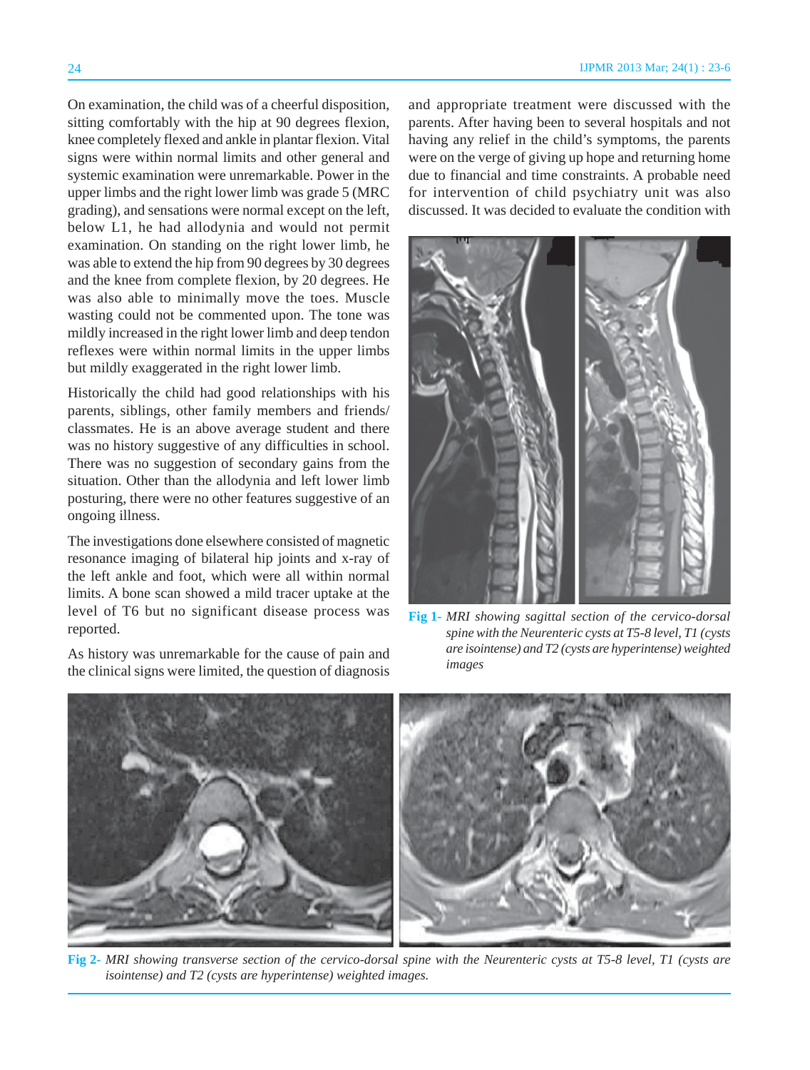On examination, the child was of a cheerful disposition, sitting comfortably with the hip at 90 degrees flexion, knee completely flexed and ankle in plantar flexion. Vital signs were within normal limits and other general and systemic examination were unremarkable. Power in the upper limbs and the right lower limb was grade 5 (MRC grading), and sensations were normal except on the left, below L1, he had allodynia and would not permit examination. On standing on the right lower limb, he was able to extend the hip from 90 degrees by 30 degrees and the knee from complete flexion, by 20 degrees. He was also able to minimally move the toes. Muscle wasting could not be commented upon. The tone was mildly increased in the right lower limb and deep tendon reflexes were within normal limits in the upper limbs but mildly exaggerated in the right lower limb.

Historically the child had good relationships with his parents, siblings, other family members and friends/ classmates. He is an above average student and there was no history suggestive of any difficulties in school. There was no suggestion of secondary gains from the situation. Other than the allodynia and left lower limb posturing, there were no other features suggestive of an ongoing illness.

The investigations done elsewhere consisted of magnetic resonance imaging of bilateral hip joints and x-ray of the left ankle and foot, which were all within normal limits. A bone scan showed a mild tracer uptake at the level of T6 but no significant disease process was reported.

As history was unremarkable for the cause of pain and the clinical signs were limited, the question of diagnosis and appropriate treatment were discussed with the parents. After having been to several hospitals and not having any relief in the child's symptoms, the parents were on the verge of giving up hope and returning home due to financial and time constraints. A probable need for intervention of child psychiatry unit was also discussed. It was decided to evaluate the condition with

**Fig 1-** *MRI showing sagittal section of the cervico-dorsal spine with the Neurenteric cysts at T5-8 level, T1 (cysts are isointense) and T2 (cysts are hyperintense) weighted images*

**Fig 2-** *MRI showing transverse section of the cervico-dorsal spine with the Neurenteric cysts at T5-8 level, T1 (cysts are isointense) and T2 (cysts are hyperintense) weighted images.*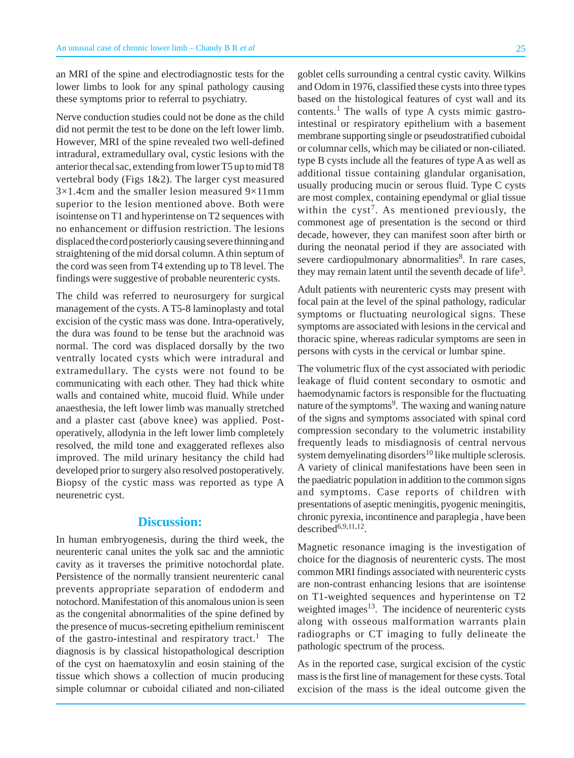an MRI of the spine and electrodiagnostic tests for the lower limbs to look for any spinal pathology causing these symptoms prior to referral to psychiatry.

Nerve conduction studies could not be done as the child did not permit the test to be done on the left lower limb. However, MRI of the spine revealed two well-defined intradural, extramedullary oval, cystic lesions with the anterior thecal sac, extending from lower T5 up to mid T8 vertebral body (Figs 1&2). The larger cyst measured 3×1.4cm and the smaller lesion measured 9×11mm superior to the lesion mentioned above. Both were isointense on T1 and hyperintense on T2 sequences with no enhancement or diffusion restriction. The lesions displaced the cord posteriorly causing severe thinning and straightening of the mid dorsal column. A thin septum of the cord was seen from T4 extending up to T8 level. The findings were suggestive of probable neurenteric cysts.

The child was referred to neurosurgery for surgical management of the cysts. A T5-8 laminoplasty and total excision of the cystic mass was done. Intra-operatively, the dura was found to be tense but the arachnoid was normal. The cord was displaced dorsally by the two ventrally located cysts which were intradural and extramedullary. The cysts were not found to be communicating with each other. They had thick white walls and contained white, mucoid fluid. While under anaesthesia, the left lower limb was manually stretched and a plaster cast (above knee) was applied. Post-operatively, allodynia in the left lower limb completely resolved, the mild tone and exaggerated reflexes also improved. The mild urinary hesitancy the child had developed prior to surgery also resolved postoperatively. Biopsy of the cystic mass was reported as type A neurenetric cyst.

## Discussion:

In human embryogenesis, during the third week, the neurenteric canal unites the yolk sac and the amniotic cavity as it traverses the primitive notochordal plate. Persistence of the normally transient neurenteric canal prevents appropriate separation of endoderm and notochord. Manifestation of this anomalous union is seen as the congenital abnormalities of the spine defined by the presence of mucus-secreting epithelium reminiscent of the gastro-intestinal and respiratory tract.[1] The diagnosis is by classical histopathological description of the cyst on haematoxylin and eosin staining of the tissue which shows a collection of mucin producing simple columnar or cuboidal ciliated and non-ciliated goblet cells surrounding a central cystic cavity. Wilkins and Odom in 1976, classified these cysts into three types based on the histological features of cyst wall and its contents.[1] The walls of type A cysts mimic gastro-intestinal or respiratory epithelium with a basement membrane supporting single or pseudostratified cuboidal or columnar cells, which may be ciliated or non-ciliated. type B cysts include all the features of type A as well as additional tissue containing glandular organisation, usually producing mucin or serous fluid. Type C cysts are most complex, containing ependymal or glial tissue within the cyst[7]. As mentioned previously, the commonest age of presentation is the second or third decade, however, they can manifest soon after birth or during the neonatal period if they are associated with severe cardiopulmonary abnormalities[8]. In rare cases, they may remain latent until the seventh decade of life[3].

Adult patients with neurenteric cysts may present with focal pain at the level of the spinal pathology, radicular symptoms or fluctuating neurological signs. These symptoms are associated with lesions in the cervical and thoracic spine, whereas radicular symptoms are seen in persons with cysts in the cervical or lumbar spine.

The volumetric flux of the cyst associated with periodic leakage of fluid content secondary to osmotic and haemodynamic factors is responsible for the fluctuating nature of the symptoms[9]. The waxing and waning nature of the signs and symptoms associated with spinal cord compression secondary to the volumetric instability frequently leads to misdiagnosis of central nervous system demyelinating disorders[10] like multiple sclerosis. A variety of clinical manifestations have been seen in the paediatric population in addition to the common signs and symptoms. Case reports of children with presentations of aseptic meningitis, pyogenic meningitis, chronic pyrexia, incontinence and paraplegia , have been described[6,9,11,12].

Magnetic resonance imaging is the investigation of choice for the diagnosis of neurenteric cysts. The most common MRI findings associated with neurenteric cysts are non-contrast enhancing lesions that are isointense on T1-weighted sequences and hyperintense on T2 weighted images[13]. The incidence of neurenteric cysts along with osseous malformation warrants plain radiographs or CT imaging to fully delineate the pathologic spectrum of the process.

As in the reported case, surgical excision of the cystic mass is the first line of management for these cysts. Total excision of the mass is the ideal outcome given the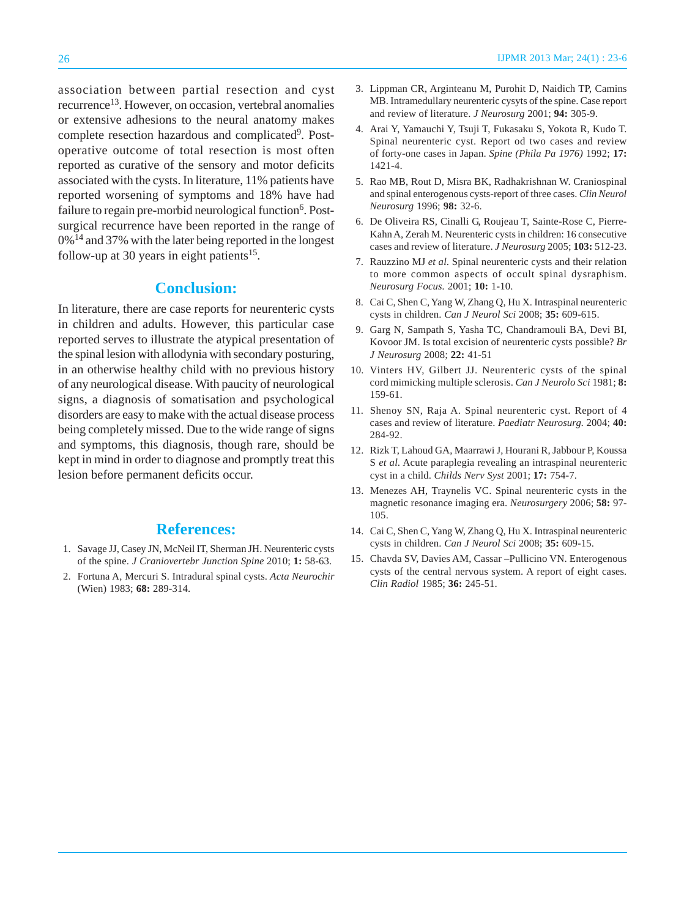association between partial resection and cyst recurrence[13]. However, on occasion, vertebral anomalies or extensive adhesions to the neural anatomy makes complete resection hazardous and complicated[9]. Post-operative outcome of total resection is most often reported as curative of the sensory and motor deficits associated with the cysts. In literature, 11% patients have reported worsening of symptoms and 18% have had failure to regain pre-morbid neurological function[6]. Post-surgical recurrence have been reported in the range of 0%[14] and 37% with the later being reported in the longest follow-up at 30 years in eight patients[15].

## Conclusion:

In literature, there are case reports for neurenteric cysts in children and adults. However, this particular case reported serves to illustrate the atypical presentation of the spinal lesion with allodynia with secondary posturing, in an otherwise healthy child with no previous history of any neurological disease. With paucity of neurological signs, a diagnosis of somatisation and psychological disorders are easy to make with the actual disease process being completely missed. Due to the wide range of signs and symptoms, this diagnosis, though rare, should be kept in mind in order to diagnose and promptly treat this lesion before permanent deficits occur.

## References:

1. Savage JJ, Casey JN, McNeil IT, Sherman JH. Neurenteric cysts of the spine. *J Craniovertebr Junction Spine* 2010; **1:** 58-63.
2. Fortuna A, Mercuri S. Intradural spinal cysts. *Acta Neurochir* (Wien) 1983; **68:** 289-314.
3. Lippman CR, Arginteanu M, Purohit D, Naidich TP, Camins MB. Intramedullary neurenteric cysyts of the spine. Case report and review of literature. *J Neurosurg* 2001; **94:** 305-9.
4. Arai Y, Yamauchi Y, Tsuji T, Fukasaku S, Yokota R, Kudo T. Spinal neurenteric cyst. Report od two cases and review of forty-one cases in Japan. *Spine (Phila Pa 1976)* 1992; **17:** 1421-4.
5. Rao MB, Rout D, Misra BK, Radhakrishnan W. Craniospinal and spinal enterogenous cysts-report of three cases. *Clin Neurol Neurosurg* 1996; **98:** 32-6.
6. De Oliveira RS, Cinalli G, Roujeau T, Sainte-Rose C, Pierre-Kahn A, Zerah M. Neurenteric cysts in children: 16 consecutive cases and review of literature. *J Neurosurg* 2005; **103:** 512-23.
7. Rauzzino MJ *et al.* Spinal neurenteric cysts and their relation to more common aspects of occult spinal dysraphism. *Neurosurg Focus.* 2001; **10:** 1-10.
8. Cai C, Shen C, Yang W, Zhang Q, Hu X. Intraspinal neurenteric cysts in children. *Can J Neurol Sci* 2008; **35:** 609-615.
9. Garg N, Sampath S, Yasha TC, Chandramouli BA, Devi BI, Kovoor JM. Is total excision of neurenteric cysts possible? *Br J Neurosurg* 2008; **22:** 41-51
10. Vinters HV, Gilbert JJ. Neurenteric cysts of the spinal cord mimicking multiple sclerosis. *Can J Neurolo Sci* 1981; **8:** 159-61.
11. Shenoy SN, Raja A. Spinal neurenteric cyst. Report of 4 cases and review of literature. *Paediatr Neurosurg.* 2004; **40:** 284-92.
12. Rizk T, Lahoud GA, Maarrawi J, Hourani R, Jabbour P, Koussa S *et al.* Acute paraplegia revealing an intraspinal neurenteric cyst in a child. *Childs Nerv Syst* 2001; **17:** 754-7.
13. Menezes AH, Traynelis VC. Spinal neurenteric cysts in the magnetic resonance imaging era. *Neurosurgery* 2006; **58:** 97-105.
14. Cai C, Shen C, Yang W, Zhang Q, Hu X. Intraspinal neurenteric cysts in children. *Can J Neurol Sci* 2008; **35:** 609-15.
15. Chavda SV, Davies AM, Cassar –Pullicino VN. Enterogenous cysts of the central nervous system. A report of eight cases. *Clin Radiol* 1985; **36:** 245-51.